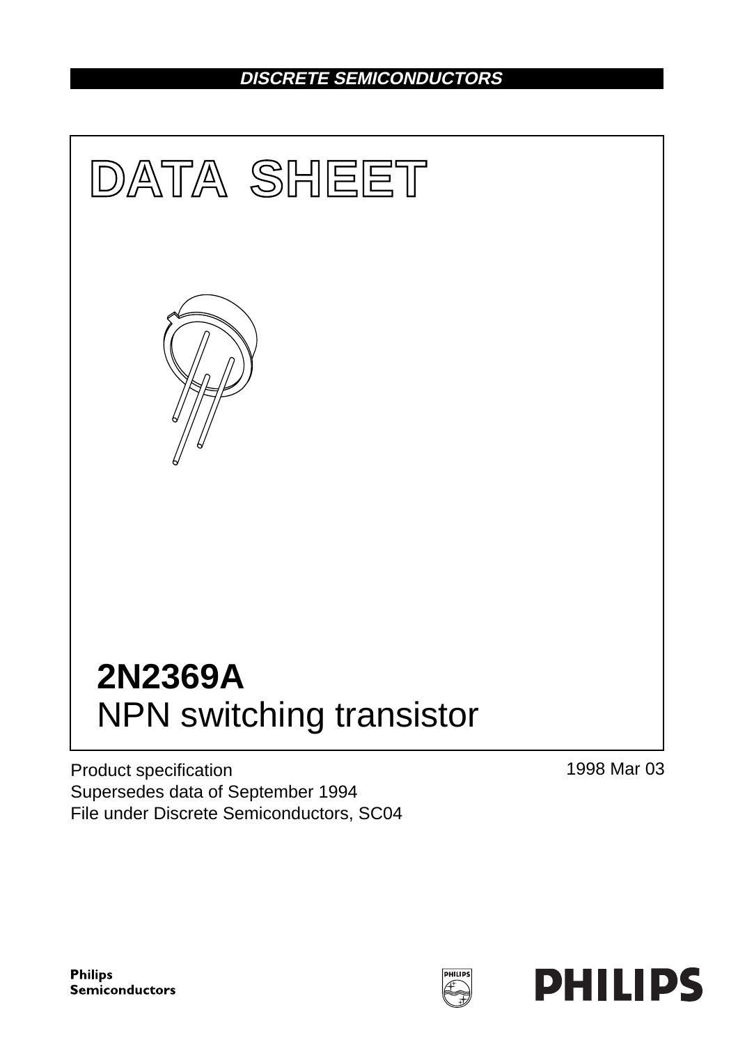DISCRETE SEMICONDUCTORS

# DATA SHEET

# 2N2369A
## NPN switching transistor

Product specification
Supersedes data of September 1994
File under Discrete Semiconductors, SC04

1998 Mar 03

Philips Semiconductors

PHILIPS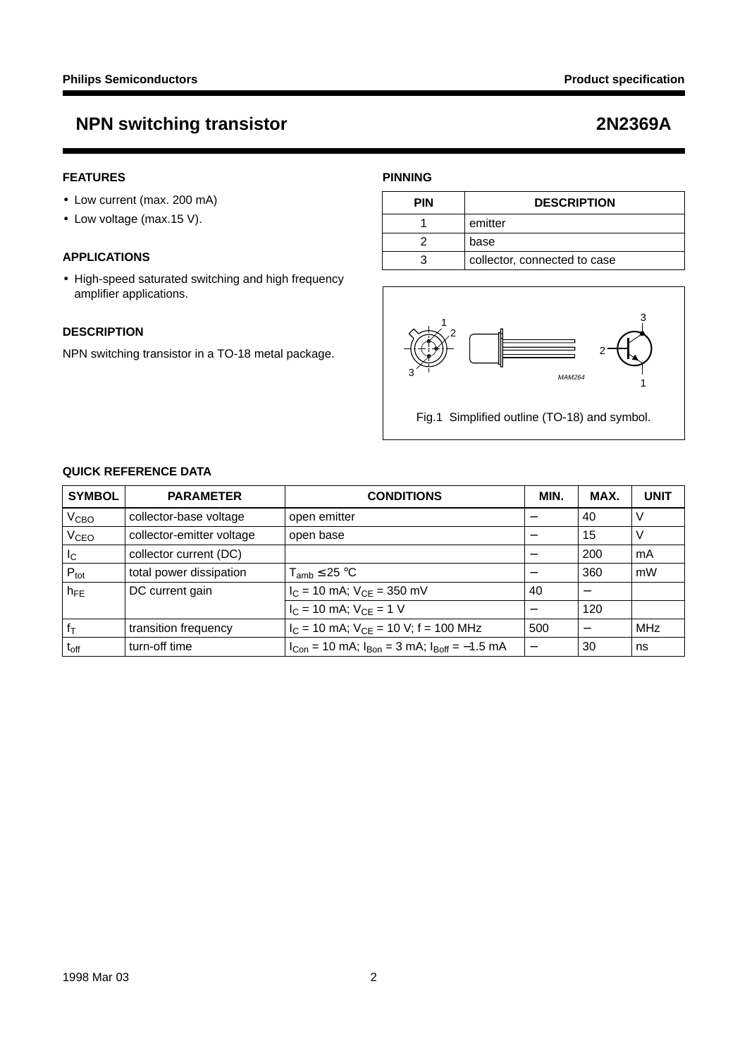## NPN switching transistor — 2N2369A

### FEATURES

- Low current (max. 200 mA)
- Low voltage (max.15 V).

### APPLICATIONS

- High-speed saturated switching and high frequency amplifier applications.

### DESCRIPTION

NPN switching transistor in a TO-18 metal package.

### PINNING

| PIN | DESCRIPTION |
|---|---|
| 1 | emitter |
| 2 | base |
| 3 | collector, connected to case |

Fig.1 Simplified outline (TO-18) and symbol.

### QUICK REFERENCE DATA

| SYMBOL | PARAMETER | CONDITIONS | MIN. | MAX. | UNIT |
|---|---|---|---|---|---|
| $V_{CBO}$ | collector-base voltage | open emitter | − | 40 | V |
| $V_{CEO}$ | collector-emitter voltage | open base | − | 15 | V |
| $I_C$ | collector current (DC) | | − | 200 | mA |
| $P_{tot}$ | total power dissipation | $T_{amb} \leq 25$ °C | − | 360 | mW |
| $h_{FE}$ | DC current gain | $I_C$ = 10 mA; $V_{CE}$ = 350 mV | 40 | − | |
| | | $I_C$ = 10 mA; $V_{CE}$ = 1 V | − | 120 | |
| $f_T$ | transition frequency | $I_C$ = 10 mA; $V_{CE}$ = 10 V; f = 100 MHz | 500 | − | MHz |
| $t_{off}$ | turn-off time | $I_{Con}$ = 10 mA; $I_{Bon}$ = 3 mA; $I_{Boff}$ = −1.5 mA | − | 30 | ns |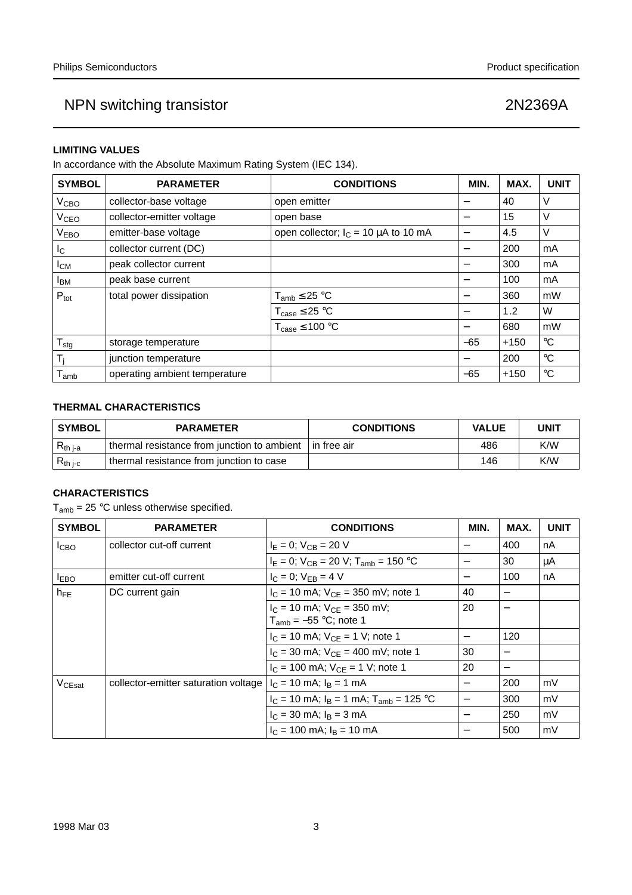## LIMITING VALUES

In accordance with the Absolute Maximum Rating System (IEC 134).

| SYMBOL | PARAMETER | CONDITIONS | MIN. | MAX. | UNIT |
|---|---|---|---|---|---|
| $V_{CBO}$ | collector-base voltage | open emitter | – | 40 | V |
| $V_{CEO}$ | collector-emitter voltage | open base | – | 15 | V |
| $V_{EBO}$ | emitter-base voltage | open collector; $I_C$ = 10 μA to 10 mA | – | 4.5 | V |
| $I_C$ | collector current (DC) | | – | 200 | mA |
| $I_{CM}$ | peak collector current | | – | 300 | mA |
| $I_{BM}$ | peak base current | | – | 100 | mA |
| $P_{tot}$ | total power dissipation | $T_{amb}$ ≤ 25 °C | – | 360 | mW |
| | | $T_{case}$ ≤ 25 °C | – | 1.2 | W |
| | | $T_{case}$ ≤ 100 °C | – | 680 | mW |
| $T_{stg}$ | storage temperature | | −65 | +150 | °C |
| $T_j$ | junction temperature | | – | 200 | °C |
| $T_{amb}$ | operating ambient temperature | | −65 | +150 | °C |

## THERMAL CHARACTERISTICS

| SYMBOL | PARAMETER | CONDITIONS | VALUE | UNIT |
|---|---|---|---|---|
| $R_{th\ j\text{-}a}$ | thermal resistance from junction to ambient | in free air | 486 | K/W |
| $R_{th\ j\text{-}c}$ | thermal resistance from junction to case | | 146 | K/W |

## CHARACTERISTICS

$T_{amb}$ = 25 °C unless otherwise specified.

| SYMBOL | PARAMETER | CONDITIONS | MIN. | MAX. | UNIT |
|---|---|---|---|---|---|
| $I_{CBO}$ | collector cut-off current | $I_E$ = 0; $V_{CB}$ = 20 V | – | 400 | nA |
| | | $I_E$ = 0; $V_{CB}$ = 20 V; $T_{amb}$ = 150 °C | – | 30 | μA |
| $I_{EBO}$ | emitter cut-off current | $I_C$ = 0; $V_{EB}$ = 4 V | – | 100 | nA |
| $h_{FE}$ | DC current gain | $I_C$ = 10 mA; $V_{CE}$ = 350 mV; note 1 | 40 | – | |
| | | $I_C$ = 10 mA; $V_{CE}$ = 350 mV; $T_{amb}$ = −55 °C; note 1 | 20 | – | |
| | | $I_C$ = 10 mA; $V_{CE}$ = 1 V; note 1 | – | 120 | |
| | | $I_C$ = 30 mA; $V_{CE}$ = 400 mV; note 1 | 30 | – | |
| | | $I_C$ = 100 mA; $V_{CE}$ = 1 V; note 1 | 20 | – | |
| $V_{CEsat}$ | collector-emitter saturation voltage | $I_C$ = 10 mA; $I_B$ = 1 mA | – | 200 | mV |
| | | $I_C$ = 10 mA; $I_B$ = 1 mA; $T_{amb}$ = 125 °C | – | 300 | mV |
| | | $I_C$ = 30 mA; $I_B$ = 3 mA | – | 250 | mV |
| | | $I_C$ = 100 mA; $I_B$ = 10 mA | – | 500 | mV |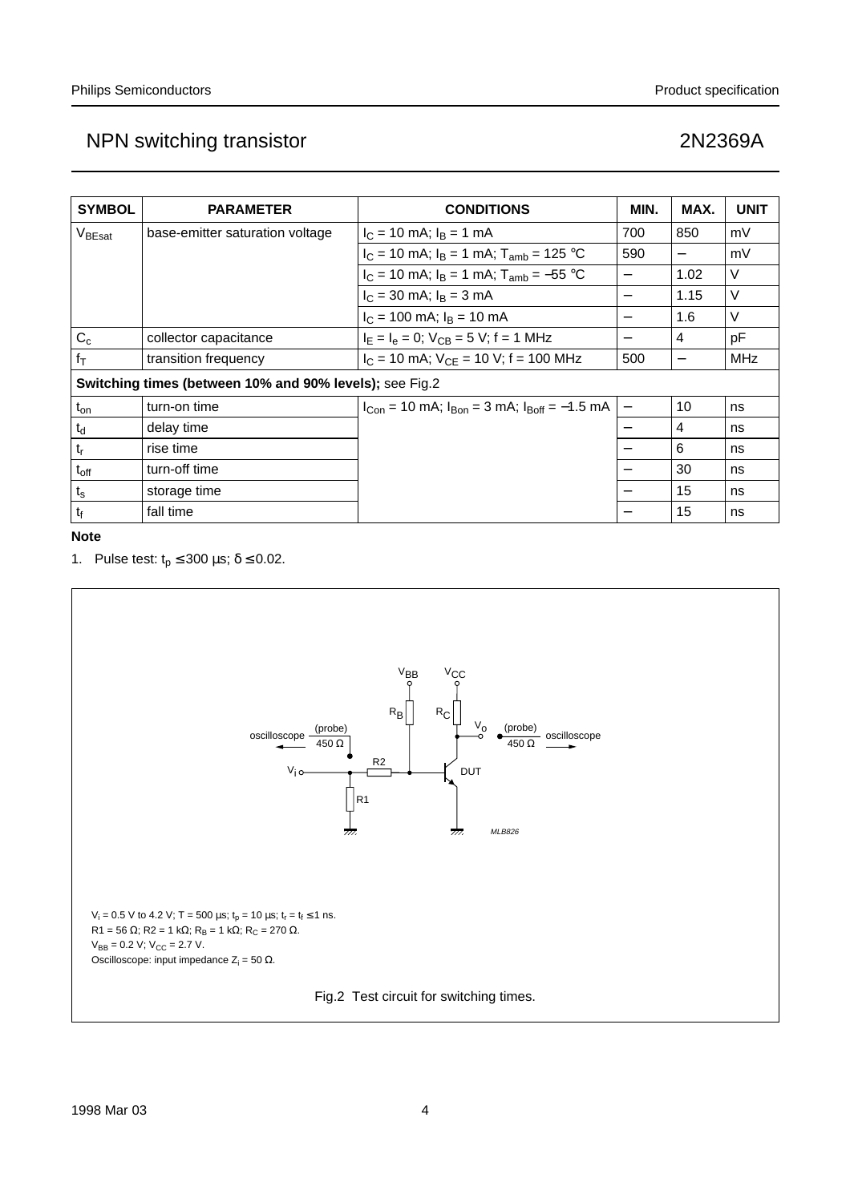| SYMBOL | PARAMETER | CONDITIONS | MIN. | MAX. | UNIT |
|---|---|---|---|---|---|
| $V_{BEsat}$ | base-emitter saturation voltage | $I_C$ = 10 mA; $I_B$ = 1 mA | 700 | 850 | mV |
| | | $I_C$ = 10 mA; $I_B$ = 1 mA; $T_{amb}$ = 125 °C | 590 | − | mV |
| | | $I_C$ = 10 mA; $I_B$ = 1 mA; $T_{amb}$ = −55 °C | − | 1.02 | V |
| | | $I_C$ = 30 mA; $I_B$ = 3 mA | − | 1.15 | V |
| | | $I_C$ = 100 mA; $I_B$ = 10 mA | − | 1.6 | V |
| $C_c$ | collector capacitance | $I_E = I_e$ = 0; $V_{CB}$ = 5 V; f = 1 MHz | − | 4 | pF |
| $f_T$ | transition frequency | $I_C$ = 10 mA; $V_{CE}$ = 10 V; f = 100 MHz | 500 | − | MHz |
| **Switching times (between 10% and 90% levels);** see Fig.2 | | | | | |
| $t_{on}$ | turn-on time | $I_{Con}$ = 10 mA; $I_{Bon}$ = 3 mA; $I_{Boff}$ = −1.5 mA | − | 10 | ns |
| $t_d$ | delay time | | − | 4 | ns |
| $t_r$ | rise time | | − | 6 | ns |
| $t_{off}$ | turn-off time | | − | 30 | ns |
| $t_s$ | storage time | | − | 15 | ns |
| $t_f$ | fall time | | − | 15 | ns |

**Note**

1. Pulse test: $t_p$ ≤ 300 μs; δ ≤ 0.02.

$V_i$ = 0.5 V to 4.2 V; T = 500 μs; $t_p$ = 10 μs; $t_r = t_f$ ≤ 1 ns.
R1 = 56 Ω; R2 = 1 kΩ; $R_B$ = 1 kΩ; $R_C$ = 270 Ω.
$V_{BB}$ = 0.2 V; $V_{CC}$ = 2.7 V.
Oscilloscope: input impedance $Z_i$ = 50 Ω.

Fig.2 Test circuit for switching times.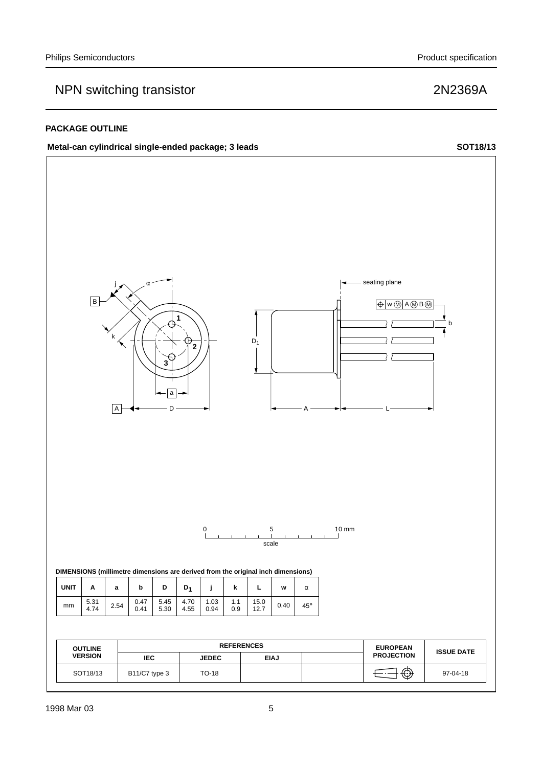## PACKAGE OUTLINE

**Metal-can cylindrical single-ended package; 3 leads** **SOT18/13**

**DIMENSIONS (millimetre dimensions are derived from the original inch dimensions)**

| UNIT | A | a | b | D | $D_1$ | j | k | L | w | α |
|---|---|---|---|---|---|---|---|---|---|---|
| mm | 5.31<br>4.74 | 2.54 | 0.47<br>0.41 | 5.45<br>5.30 | 4.70<br>4.55 | 1.03<br>0.94 | 1.1<br>0.9 | 15.0<br>12.7 | 0.40 | 45° |

| OUTLINE VERSION | REFERENCES | | | | EUROPEAN PROJECTION | ISSUE DATE |
|---|---|---|---|---|---|---|
| | IEC | JEDEC | EIAJ | | | |
| SOT18/13 | B11/C7 type 3 | TO-18 | | | | 97-04-18 |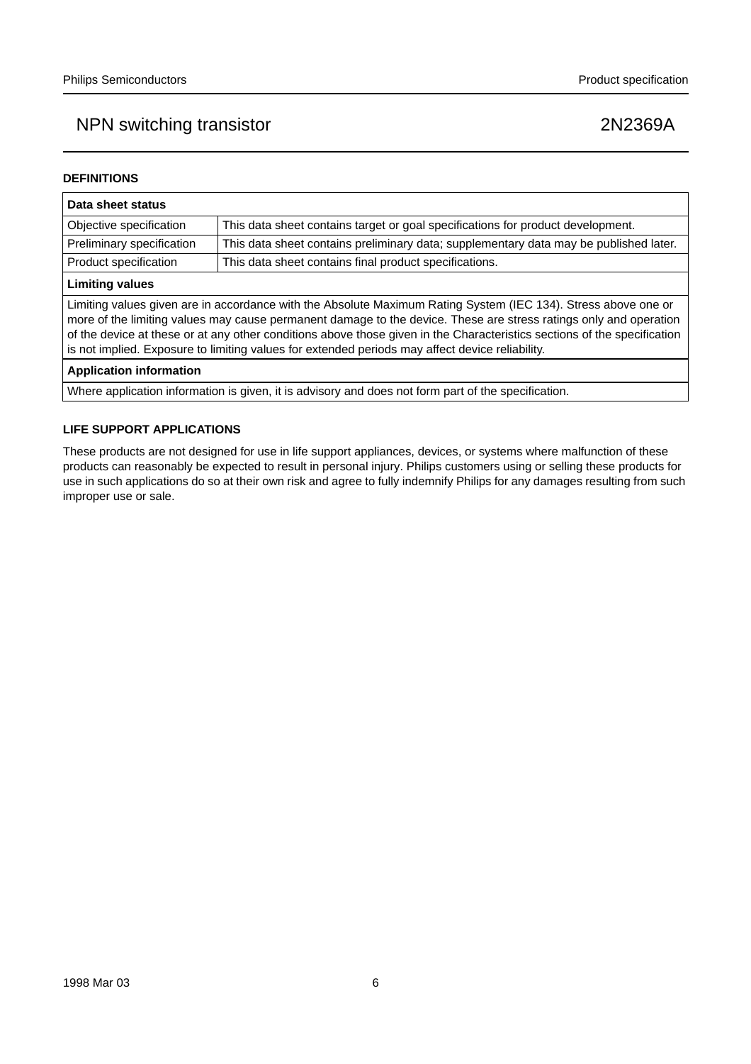## DEFINITIONS

| Data sheet status | |
|---|---|
| Objective specification | This data sheet contains target or goal specifications for product development. |
| Preliminary specification | This data sheet contains preliminary data; supplementary data may be published later. |
| Product specification | This data sheet contains final product specifications. |
| **Limiting values** | |
| Limiting values given are in accordance with the Absolute Maximum Rating System (IEC 134). Stress above one or more of the limiting values may cause permanent damage to the device. These are stress ratings only and operation of the device at these or at any other conditions above those given in the Characteristics sections of the specification is not implied. Exposure to limiting values for extended periods may affect device reliability. | |
| **Application information** | |
| Where application information is given, it is advisory and does not form part of the specification. | |

## LIFE SUPPORT APPLICATIONS

These products are not designed for use in life support appliances, devices, or systems where malfunction of these products can reasonably be expected to result in personal injury. Philips customers using or selling these products for use in such applications do so at their own risk and agree to fully indemnify Philips for any damages resulting from such improper use or sale.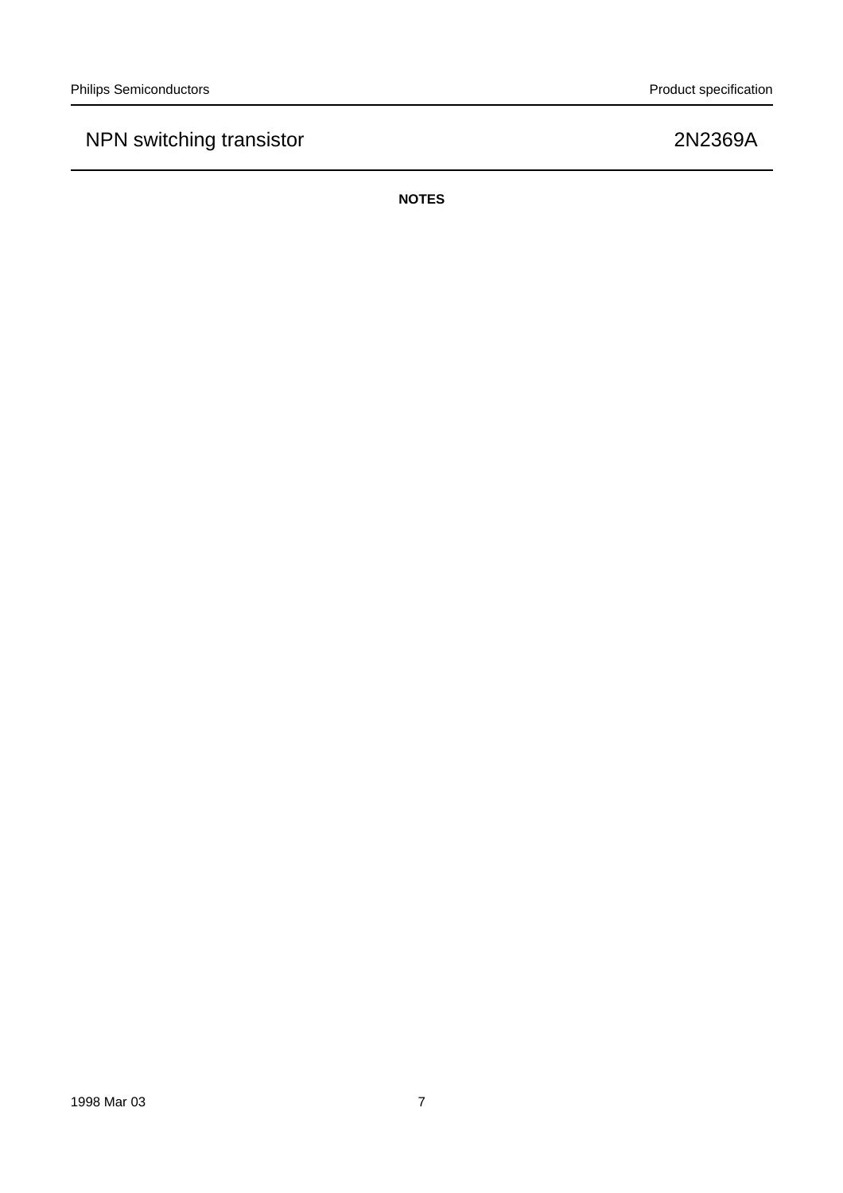**NOTES**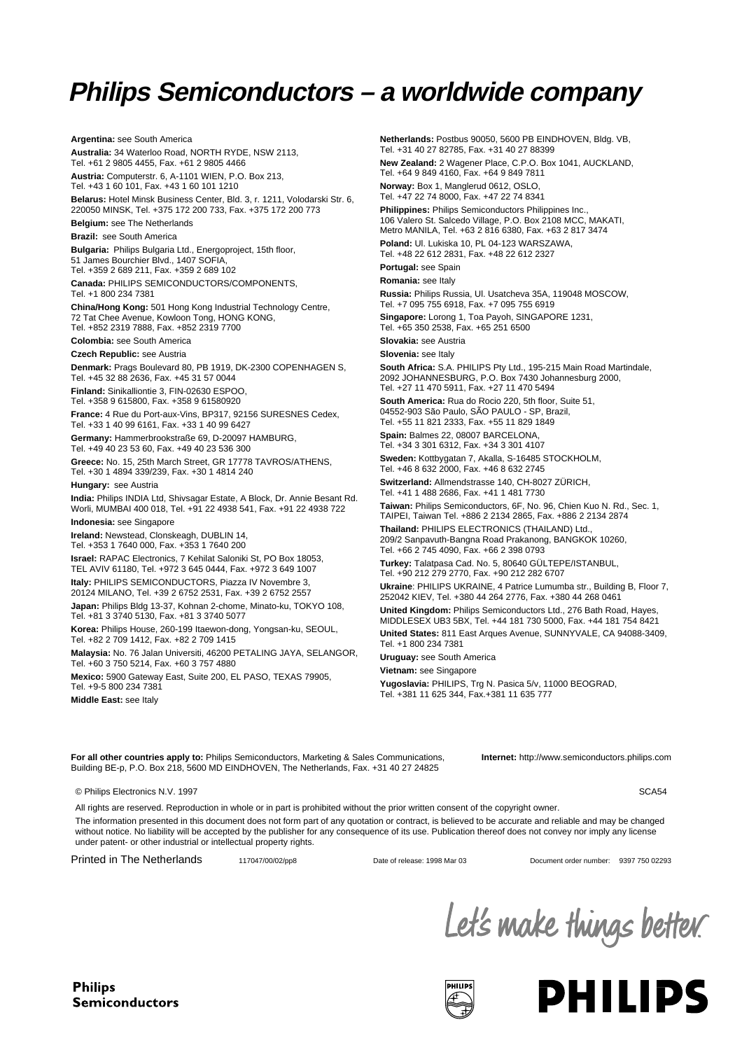# Philips Semiconductors – a worldwide company

**Argentina:** see South America

**Australia:** 34 Waterloo Road, NORTH RYDE, NSW 2113, Tel. +61 2 9805 4455, Fax. +61 2 9805 4466

**Austria:** Computerstr. 6, A-1101 WIEN, P.O. Box 213, Tel. +43 1 60 101, Fax. +43 1 60 101 1210

**Belarus:** Hotel Minsk Business Center, Bld. 3, r. 1211, Volodarski Str. 6, 220050 MINSK, Tel. +375 172 200 733, Fax. +375 172 200 773

**Belgium:** see The Netherlands

**Brazil:** see South America

**Bulgaria:** Philips Bulgaria Ltd., Energoproject, 15th floor, 51 James Bourchier Blvd., 1407 SOFIA, Tel. +359 2 689 211, Fax. +359 2 689 102

**Canada:** PHILIPS SEMICONDUCTORS/COMPONENTS, Tel. +1 800 234 7381

**China/Hong Kong:** 501 Hong Kong Industrial Technology Centre, 72 Tat Chee Avenue, Kowloon Tong, HONG KONG, Tel. +852 2319 7888, Fax. +852 2319 7700

**Colombia:** see South America

**Czech Republic:** see Austria

**Denmark:** Prags Boulevard 80, PB 1919, DK-2300 COPENHAGEN S, Tel. +45 32 88 2636, Fax. +45 31 57 0044

**Finland:** Sinikalliontie 3, FIN-02630 ESPOO, Tel. +358 9 615800, Fax. +358 9 61580920

**France:** 4 Rue du Port-aux-Vins, BP317, 92156 SURESNES Cedex, Tel. +33 1 40 99 6161, Fax. +33 1 40 99 6427

**Germany:** Hammerbrookstraße 69, D-20097 HAMBURG, Tel. +49 40 23 53 60, Fax. +49 40 23 536 300

**Greece:** No. 15, 25th March Street, GR 17778 TAVROS/ATHENS, Tel. +30 1 4894 339/239, Fax. +30 1 4814 240

**Hungary:** see Austria

**India:** Philips INDIA Ltd, Shivsagar Estate, A Block, Dr. Annie Besant Rd. Worli, MUMBAI 400 018, Tel. +91 22 4938 541, Fax. +91 22 4938 722

**Indonesia:** see Singapore

**Ireland:** Newstead, Clonskeagh, DUBLIN 14, Tel. +353 1 7640 000, Fax. +353 1 7640 200

**Israel:** RAPAC Electronics, 7 Kehilat Saloniki St, PO Box 18053, TEL AVIV 61180, Tel. +972 3 645 0444, Fax. +972 3 649 1007

**Italy:** PHILIPS SEMICONDUCTORS, Piazza IV Novembre 3, 20124 MILANO, Tel. +39 2 6752 2531, Fax. +39 2 6752 2557

**Japan:** Philips Bldg 13-37, Kohnan 2-chome, Minato-ku, TOKYO 108, Tel. +81 3 3740 5130, Fax. +81 3 3740 5077

**Korea:** Philips House, 260-199 Itaewon-dong, Yongsan-ku, SEOUL, Tel. +82 2 709 1412, Fax. +82 2 709 1415

**Malaysia:** No. 76 Jalan Universiti, 46200 PETALING JAYA, SELANGOR, Tel. +60 3 750 5214, Fax. +60 3 757 4880

**Mexico:** 5900 Gateway East, Suite 200, EL PASO, TEXAS 79905, Tel. +9-5 800 234 7381

**Middle East:** see Italy

**Netherlands:** Postbus 90050, 5600 PB EINDHOVEN, Bldg. VB, Tel. +31 40 27 82785, Fax. +31 40 27 88399

**New Zealand:** 2 Wagener Place, C.P.O. Box 1041, AUCKLAND, Tel. +64 9 849 4160, Fax. +64 9 849 7811

**Norway:** Box 1, Manglerud 0612, OSLO, Tel. +47 22 74 8000, Fax. +47 22 74 8341

**Philippines:** Philips Semiconductors Philippines Inc., 106 Valero St. Salcedo Village, P.O. Box 2108 MCC, MAKATI, Metro MANILA, Tel. +63 2 816 6380, Fax. +63 2 817 3474

**Poland:** Ul. Lukiska 10, PL 04-123 WARSZAWA, Tel. +48 22 612 2831, Fax. +48 22 612 2327

**Portugal:** see Spain

**Romania:** see Italy

**Russia:** Philips Russia, Ul. Usatcheva 35A, 119048 MOSCOW, Tel. +7 095 755 6918, Fax. +7 095 755 6919

**Singapore:** Lorong 1, Toa Payoh, SINGAPORE 1231, Tel. +65 350 2538, Fax. +65 251 6500

**Slovakia:** see Austria

**Slovenia:** see Italy

**South Africa:** S.A. PHILIPS Pty Ltd., 195-215 Main Road Martindale, 2092 JOHANNESBURG, P.O. Box 7430 Johannesburg 2000, Tel. +27 11 470 5911, Fax. +27 11 470 5494

**South America:** Rua do Rocio 220, 5th floor, Suite 51, 04552-903 São Paulo, SÃO PAULO - SP, Brazil, Tel. +55 11 821 2333, Fax. +55 11 829 1849

**Spain:** Balmes 22, 08007 BARCELONA, Tel. +34 3 301 6312, Fax. +34 3 301 4107

**Sweden:** Kottbygatan 7, Akalla, S-16485 STOCKHOLM, Tel. +46 8 632 2000, Fax. +46 8 632 2745

**Switzerland:** Allmendstrasse 140, CH-8027 ZÜRICH, Tel. +41 1 488 2686, Fax. +41 1 481 7730

**Taiwan:** Philips Semiconductors, 6F, No. 96, Chien Kuo N. Rd., Sec. 1, TAIPEI, Taiwan Tel. +886 2 2134 2865, Fax. +886 2 2134 2874

**Thailand:** PHILIPS ELECTRONICS (THAILAND) Ltd., 209/2 Sanpavuth-Bangna Road Prakanong, BANGKOK 10260, Tel. +66 2 745 4090, Fax. +66 2 398 0793

**Turkey:** Talatpasa Cad. No. 5, 80640 GÜLTEPE/ISTANBUL, Tel. +90 212 279 2770, Fax. +90 212 282 6707

**Ukraine**: PHILIPS UKRAINE, 4 Patrice Lumumba str., Building B, Floor 7, 252042 KIEV, Tel. +380 44 264 2776, Fax. +380 44 268 0461

**United Kingdom:** Philips Semiconductors Ltd., 276 Bath Road, Hayes, MIDDLESEX UB3 5BX, Tel. +44 181 730 5000, Fax. +44 181 754 8421

**United States:** 811 East Arques Avenue, SUNNYVALE, CA 94088-3409, Tel. +1 800 234 7381

**Uruguay:** see South America

**Vietnam:** see Singapore

**Yugoslavia:** PHILIPS, Trg N. Pasica 5/v, 11000 BEOGRAD, Tel. +381 11 625 344, Fax.+381 11 635 777

**For all other countries apply to:** Philips Semiconductors, Marketing & Sales Communications, Building BE-p, P.O. Box 218, 5600 MD EINDHOVEN, The Netherlands, Fax. +31 40 27 24825

**Internet:** http://www.semiconductors.philips.com

© Philips Electronics N.V. 1997 SCA54

All rights are reserved. Reproduction in whole or in part is prohibited without the prior written consent of the copyright owner.

The information presented in this document does not form part of any quotation or contract, is believed to be accurate and reliable and may be changed without notice. No liability will be accepted by the publisher for any consequence of its use. Publication thereof does not convey nor imply any license under patent- or other industrial or intellectual property rights.

Printed in The Netherlands 117047/00/02/pp8 Date of release: 1998 Mar 03 Document order number: 9397 750 02293

Let's make things better.

Philips Semiconductors

PHILIPS